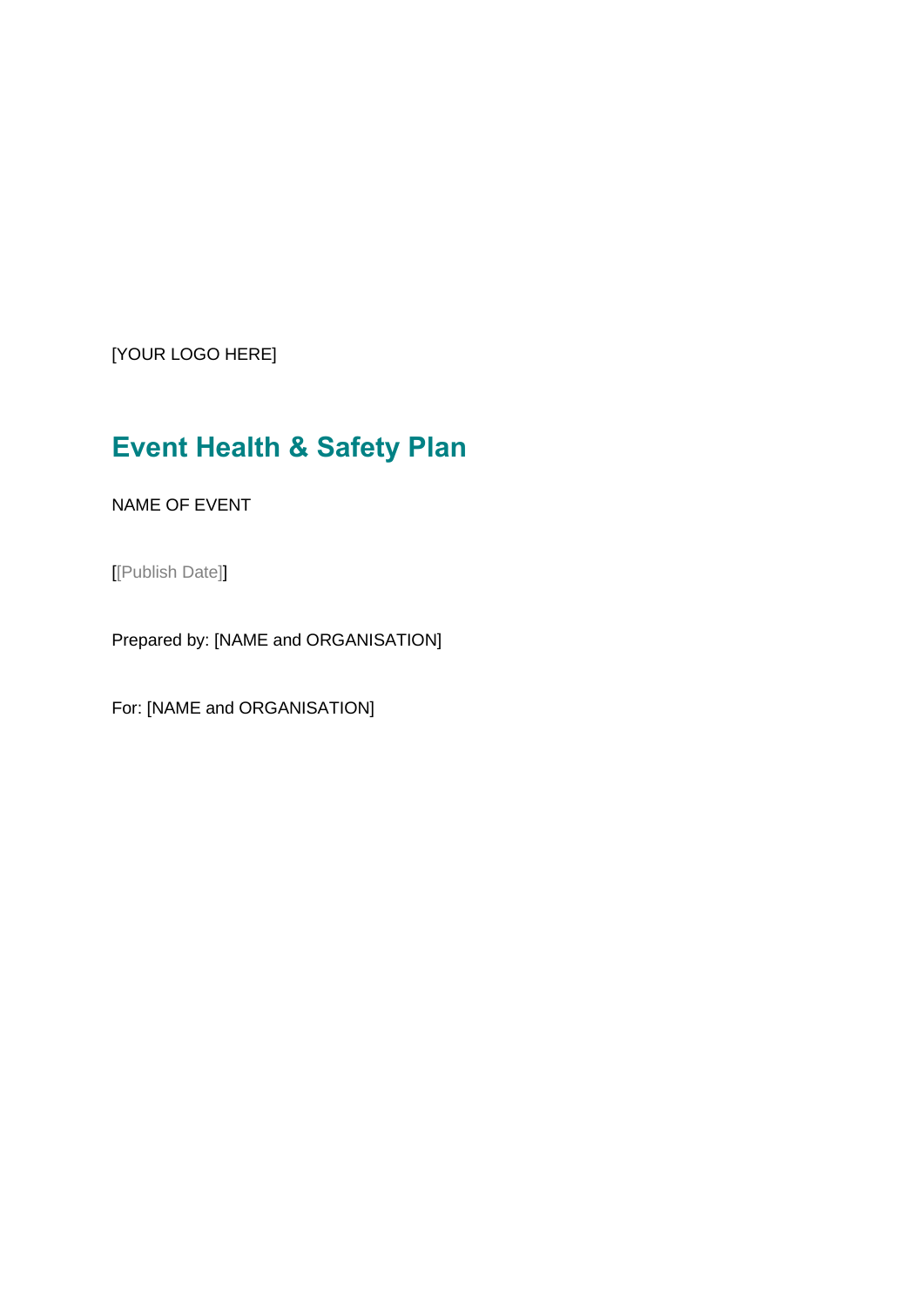[YOUR LOGO HERE]

# Event Health & Safety Plan

NAME OF EVENT

[[Publish Date]]

Prepared by: [NAME and ORGANISATION]

For: [NAME and ORGANISATION]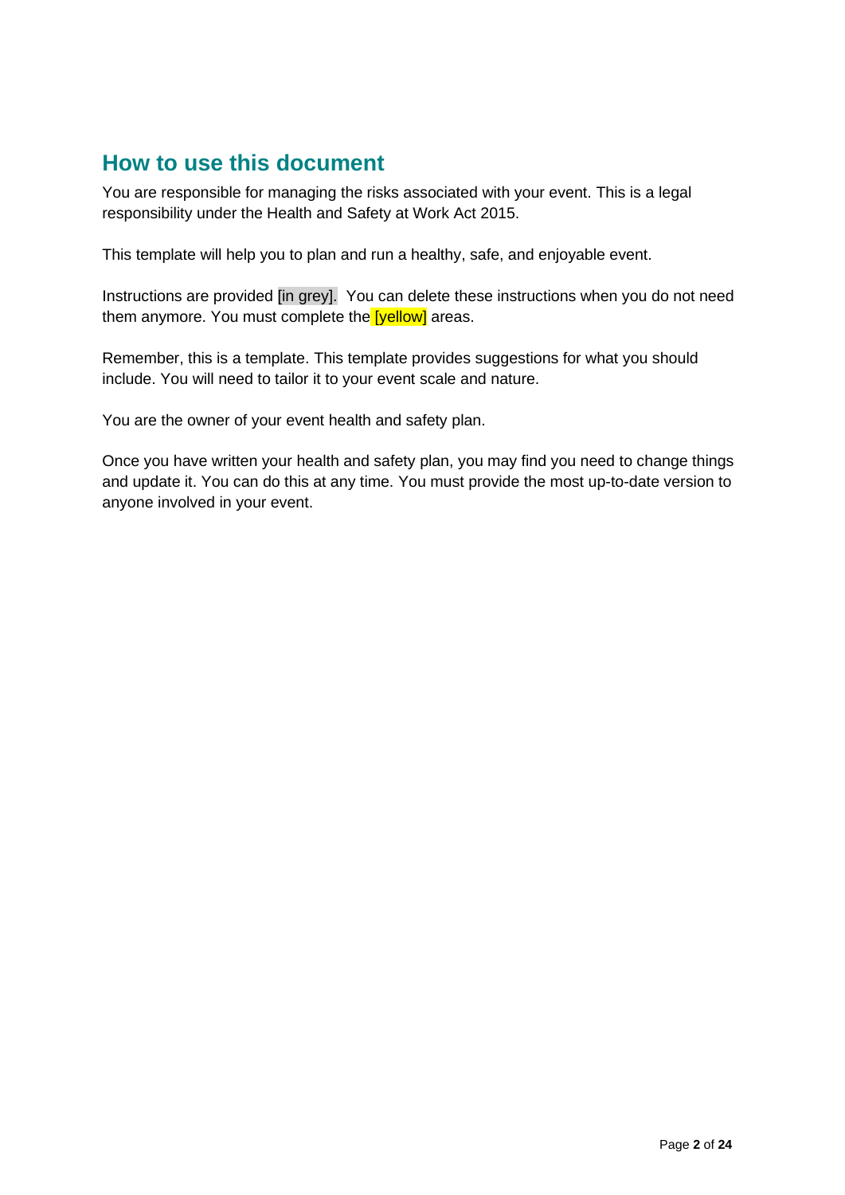## How to use this document

You are responsible for managing the risks associated with your event. This is a legal responsibility under the Health and Safety at Work Act 2015.

This template will help you to plan and run a healthy, safe, and enjoyable event.

Instructions are provided [in grey]. You can delete these instructions when you do not need them anymore. You must complete the [yellow] areas.

Remember, this is a template. This template provides suggestions for what you should include. You will need to tailor it to your event scale and nature.

You are the owner of your event health and safety plan.

Once you have written your health and safety plan, you may find you need to change things and update it. You can do this at any time. You must provide the most up-to-date version to anyone involved in your event.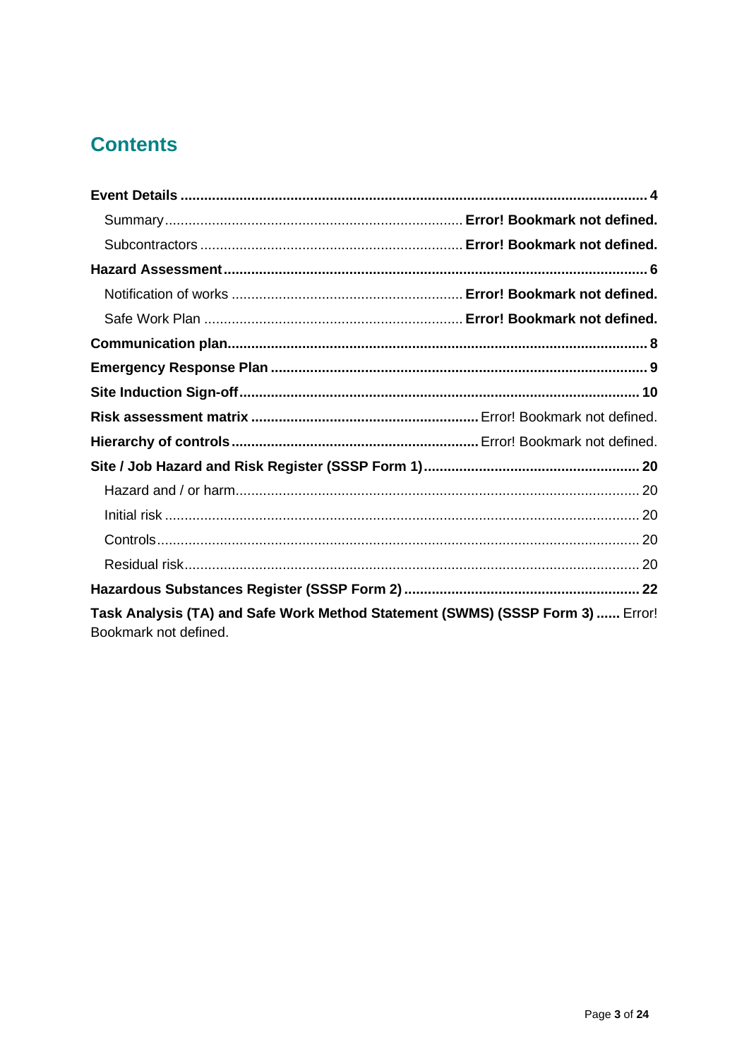# Contents

**Event Details** .......... **4**

- Summary .......... **Error! Bookmark not defined.**
- Subcontractors .......... **Error! Bookmark not defined.**

**Hazard Assessment** .......... **6**

- Notification of works .......... **Error! Bookmark not defined.**
- Safe Work Plan .......... **Error! Bookmark not defined.**

**Communication plan** .......... **8**

**Emergency Response Plan** .......... **9**

**Site Induction Sign-off** .......... **10**

**Risk assessment matrix** .......... Error! Bookmark not defined.

**Hierarchy of controls** .......... Error! Bookmark not defined.

**Site / Job Hazard and Risk Register (SSSP Form 1)** .......... **20**

- Hazard and / or harm .......... 20
- Initial risk .......... 20
- Controls .......... 20
- Residual risk .......... 20

**Hazardous Substances Register (SSSP Form 2)** .......... **22**

**Task Analysis (TA) and Safe Work Method Statement (SWMS) (SSSP Form 3)** .......... Error! Bookmark not defined.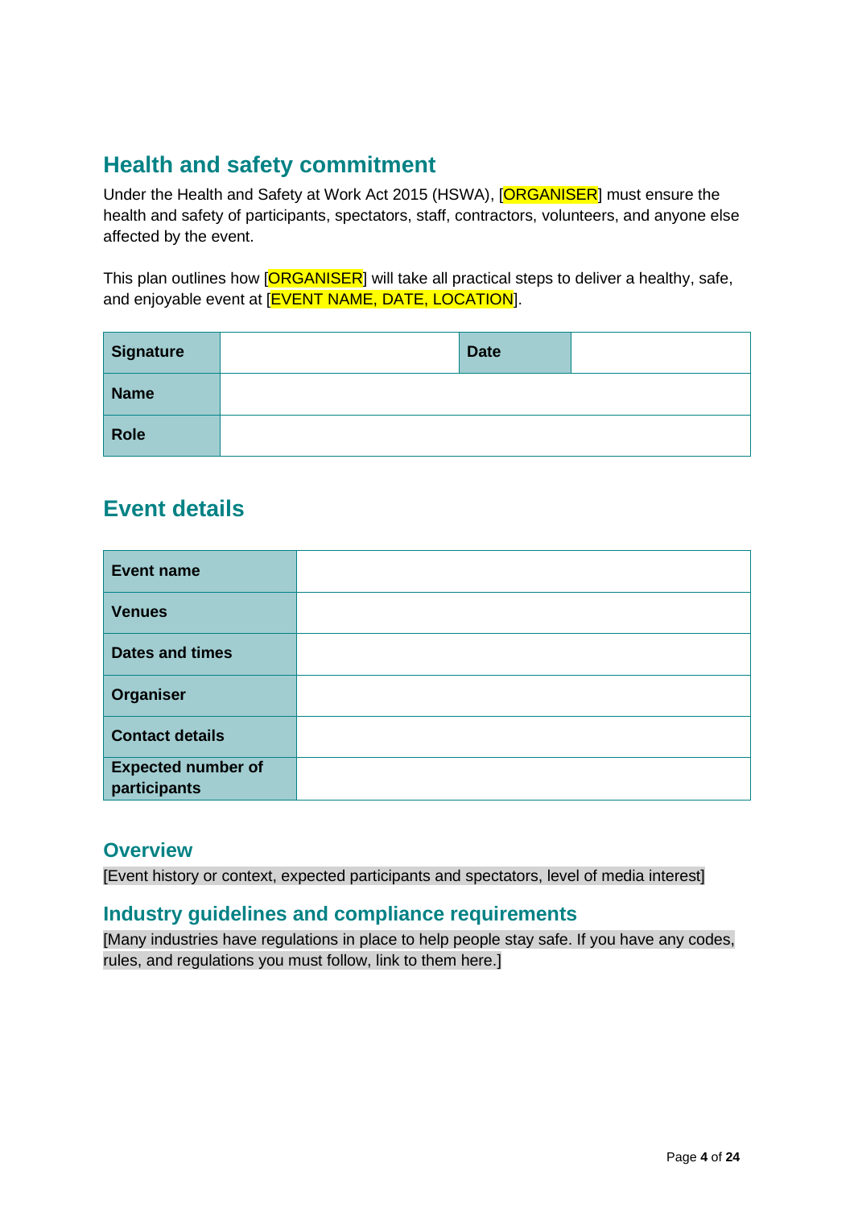## Health and safety commitment

Under the Health and Safety at Work Act 2015 (HSWA), [ORGANISER] must ensure the health and safety of participants, spectators, staff, contractors, volunteers, and anyone else affected by the event.

This plan outlines how [ORGANISER] will take all practical steps to deliver a healthy, safe, and enjoyable event at [EVENT NAME, DATE, LOCATION].

| **Signature** | | **Date** | |
|---|---|---|---|
| **Name** | | | |
| **Role** | | | |

## Event details

| **Event name** | |
|---|---|
| **Venues** | |
| **Dates and times** | |
| **Organiser** | |
| **Contact details** | |
| **Expected number of participants** | |

### Overview

[Event history or context, expected participants and spectators, level of media interest]

### Industry guidelines and compliance requirements

[Many industries have regulations in place to help people stay safe. If you have any codes, rules, and regulations you must follow, link to them here.]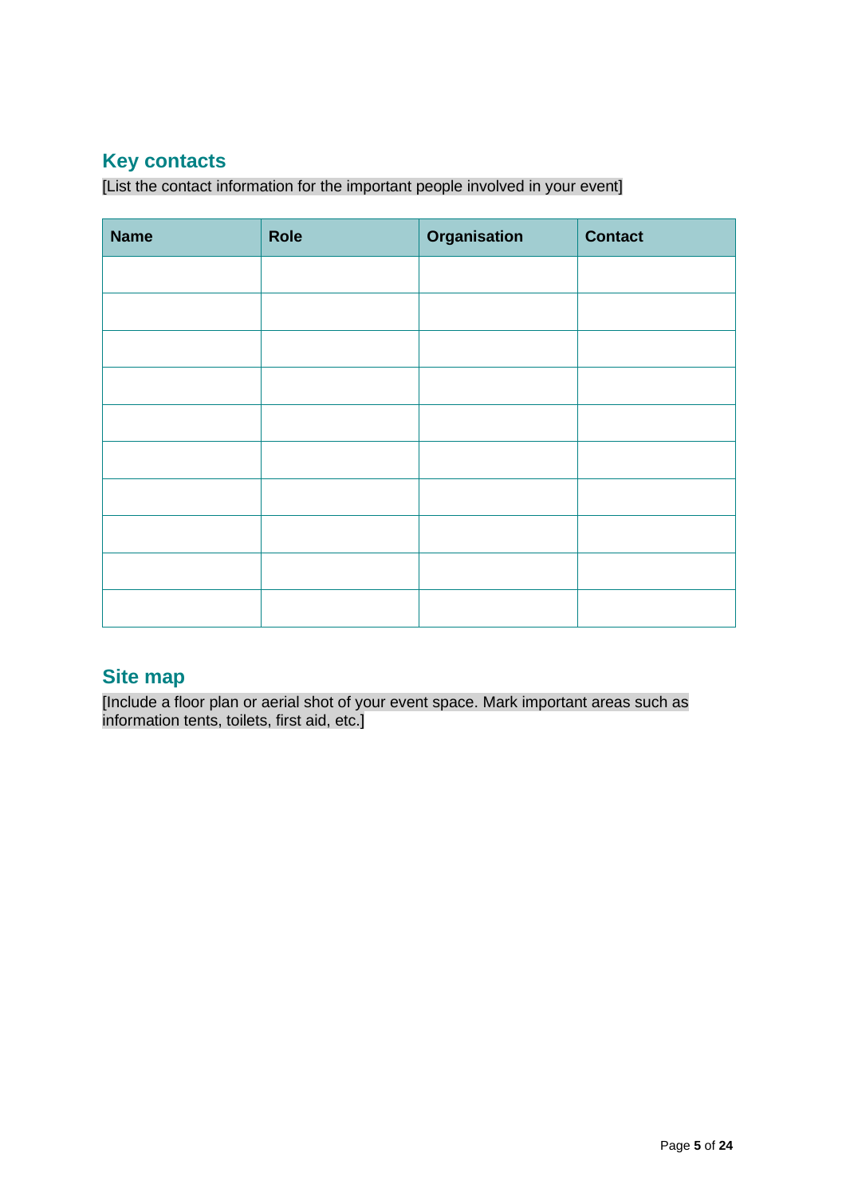## Key contacts

[List the contact information for the important people involved in your event]

| Name | Role | Organisation | Contact |
|---|---|---|---|
| | | | |
| | | | |
| | | | |
| | | | |
| | | | |
| | | | |
| | | | |
| | | | |
| | | | |
| | | | |

## Site map

[Include a floor plan or aerial shot of your event space. Mark important areas such as information tents, toilets, first aid, etc.]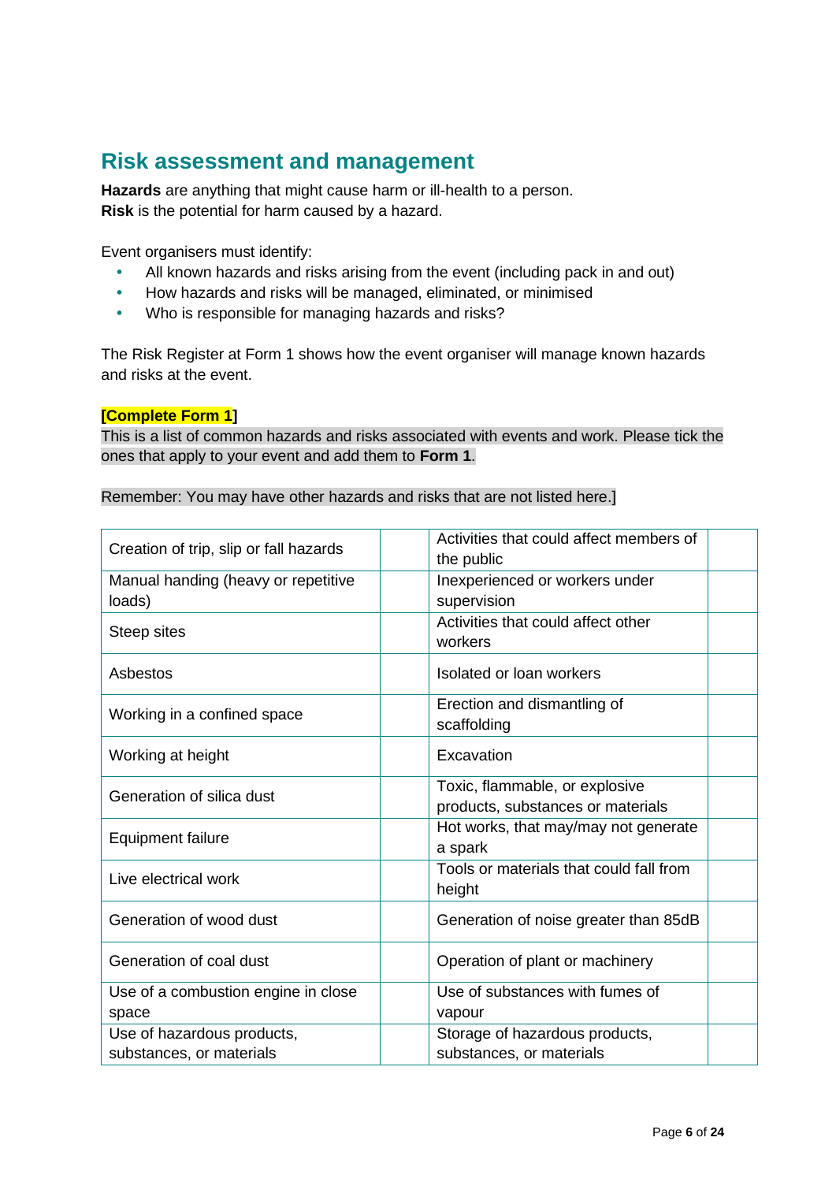## Risk assessment and management

**Hazards** are anything that might cause harm or ill-health to a person.
**Risk** is the potential for harm caused by a hazard.

Event organisers must identify:

- All known hazards and risks arising from the event (including pack in and out)
- How hazards and risks will be managed, eliminated, or minimised
- Who is responsible for managing hazards and risks?

The Risk Register at Form 1 shows how the event organiser will manage known hazards and risks at the event.

**[Complete Form 1]**
This is a list of common hazards and risks associated with events and work. Please tick the ones that apply to your event and add them to **Form 1**.

Remember: You may have other hazards and risks that are not listed here.]

| | | | |
|---|---|---|---|
| Creation of trip, slip or fall hazards | | Activities that could affect members of the public | |
| Manual handing (heavy or repetitive loads) | | Inexperienced or workers under supervision | |
| Steep sites | | Activities that could affect other workers | |
| Asbestos | | Isolated or loan workers | |
| Working in a confined space | | Erection and dismantling of scaffolding | |
| Working at height | | Excavation | |
| Generation of silica dust | | Toxic, flammable, or explosive products, substances or materials | |
| Equipment failure | | Hot works, that may/may not generate a spark | |
| Live electrical work | | Tools or materials that could fall from height | |
| Generation of wood dust | | Generation of noise greater than 85dB | |
| Generation of coal dust | | Operation of plant or machinery | |
| Use of a combustion engine in close space | | Use of substances with fumes of vapour | |
| Use of hazardous products, substances, or materials | | Storage of hazardous products, substances, or materials | |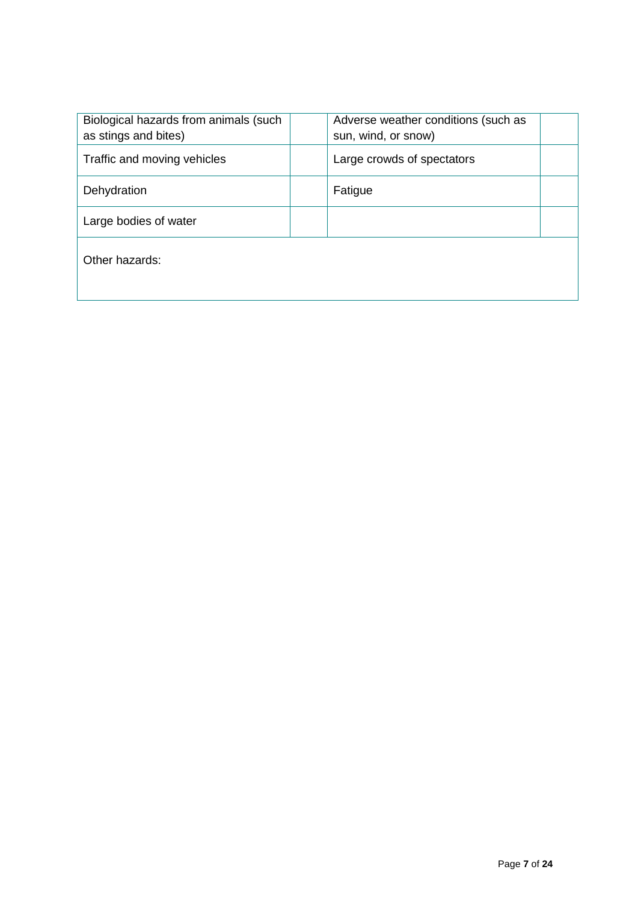| Biological hazards from animals (such as stings and bites) | | Adverse weather conditions (such as sun, wind, or snow) | |
|---|---|---|---|
| Traffic and moving vehicles | | Large crowds of spectators | |
| Dehydration | | Fatigue | |
| Large bodies of water | | | |
| Other hazards: | | | |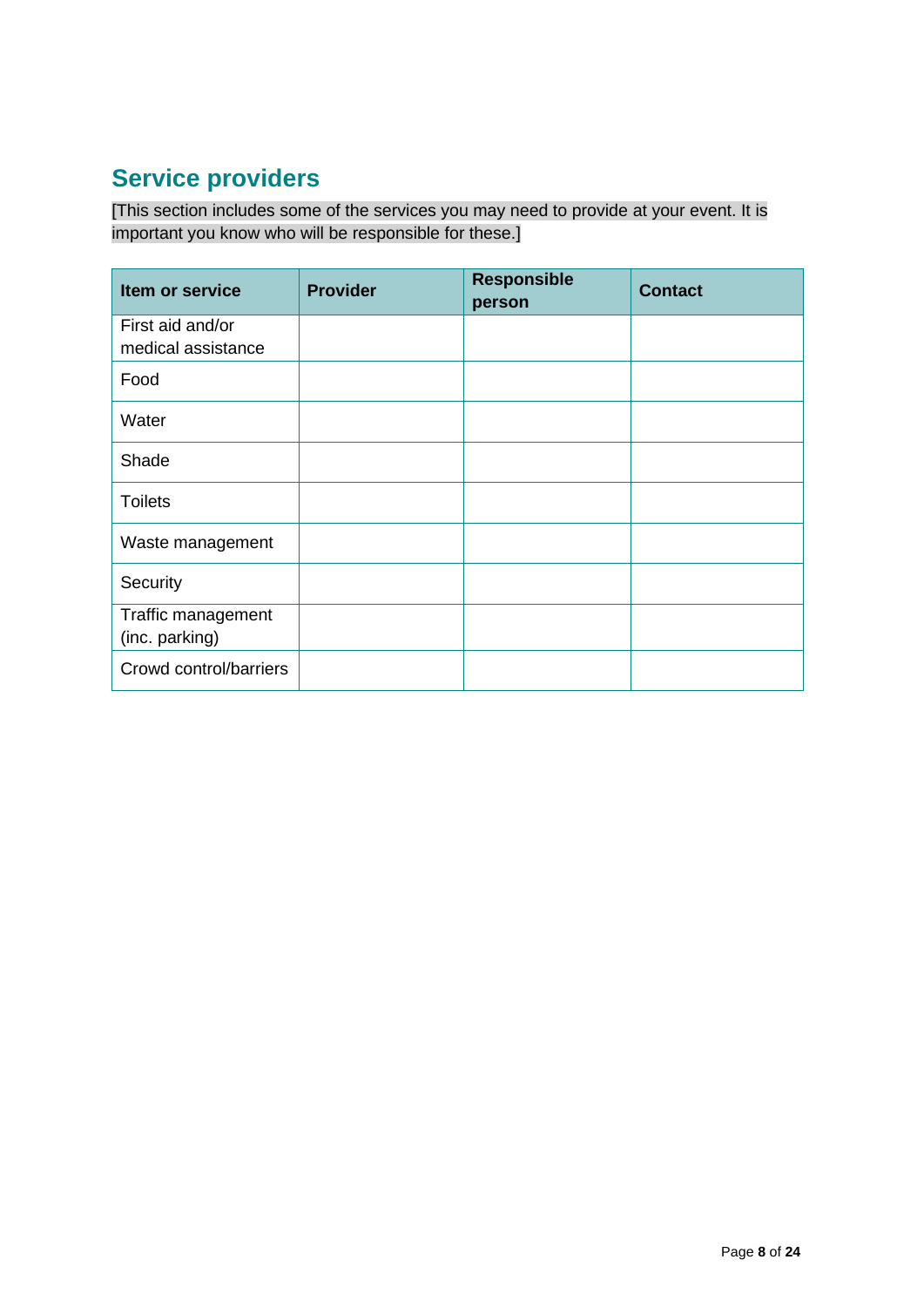## Service providers

[This section includes some of the services you may need to provide at your event. It is important you know who will be responsible for these.]

| Item or service | Provider | Responsible person | Contact |
|---|---|---|---|
| First aid and/or medical assistance | | | |
| Food | | | |
| Water | | | |
| Shade | | | |
| Toilets | | | |
| Waste management | | | |
| Security | | | |
| Traffic management (inc. parking) | | | |
| Crowd control/barriers | | | |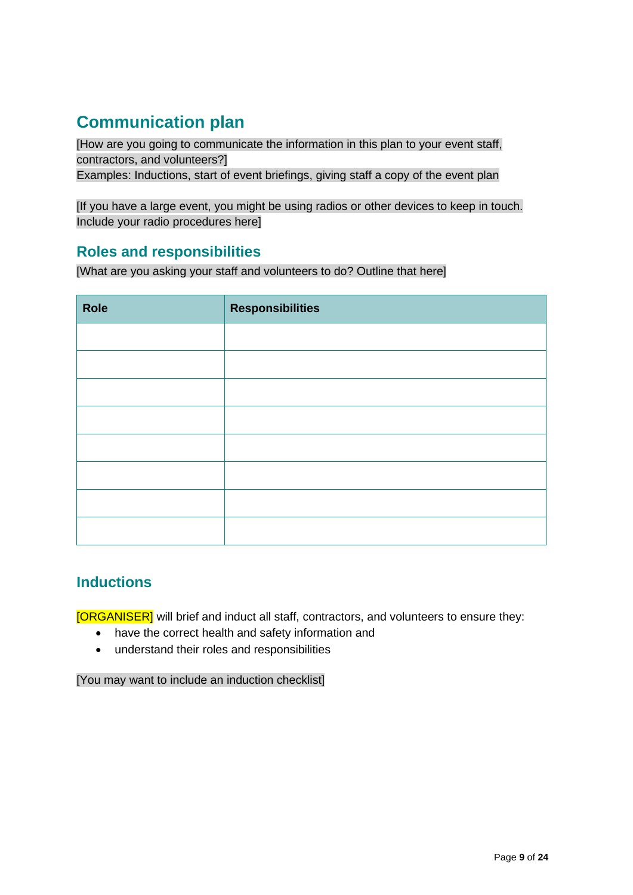## Communication plan

[How are you going to communicate the information in this plan to your event staff, contractors, and volunteers?]
Examples: Inductions, start of event briefings, giving staff a copy of the event plan

[If you have a large event, you might be using radios or other devices to keep in touch. Include your radio procedures here]

### Roles and responsibilities

[What are you asking your staff and volunteers to do? Outline that here]

| Role | Responsibilities |
|---|---|
| | |
| | |
| | |
| | |
| | |
| | |
| | |
| | |

### Inductions

[ORGANISER] will brief and induct all staff, contractors, and volunteers to ensure they:

- have the correct health and safety information and
- understand their roles and responsibilities

[You may want to include an induction checklist]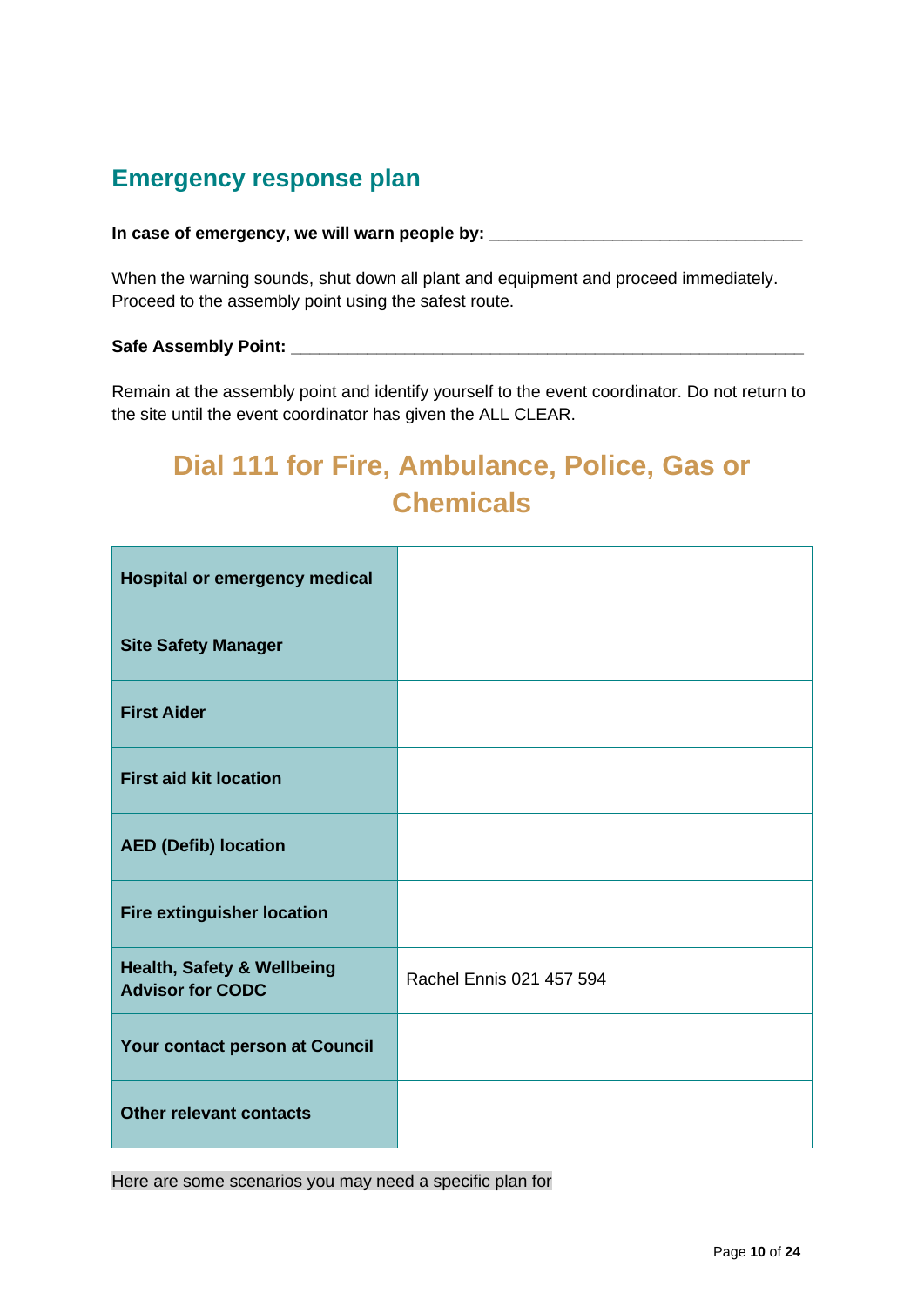## Emergency response plan

**In case of emergency, we will warn people by: _________________________________**

When the warning sounds, shut down all plant and equipment and proceed immediately. Proceed to the assembly point using the safest route.

**Safe Assembly Point: ______________________________________________________**

Remain at the assembly point and identify yourself to the event coordinator. Do not return to the site until the event coordinator has given the ALL CLEAR.

## Dial 111 for Fire, Ambulance, Police, Gas or Chemicals

| | |
|---|---|
| **Hospital or emergency medical** | |
| **Site Safety Manager** | |
| **First Aider** | |
| **First aid kit location** | |
| **AED (Defib) location** | |
| **Fire extinguisher location** | |
| **Health, Safety & Wellbeing Advisor for CODC** | Rachel Ennis 021 457 594 |
| **Your contact person at Council** | |
| **Other relevant contacts** | |

Here are some scenarios you may need a specific plan for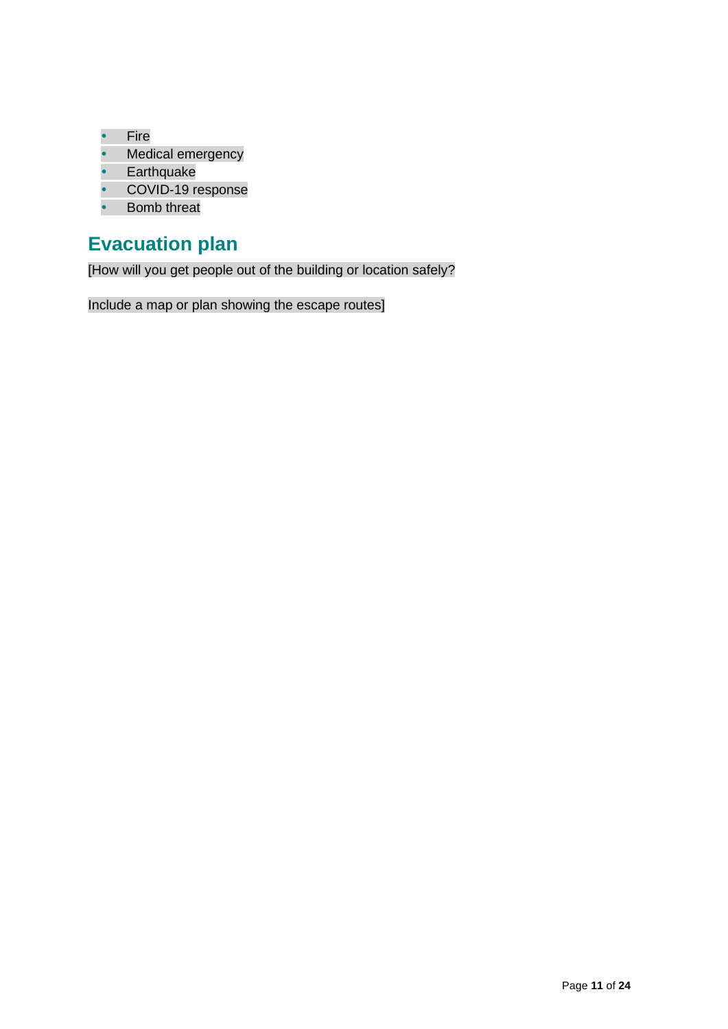- Fire
- Medical emergency
- Earthquake
- COVID-19 response
- Bomb threat

## Evacuation plan

[How will you get people out of the building or location safely?

Include a map or plan showing the escape routes]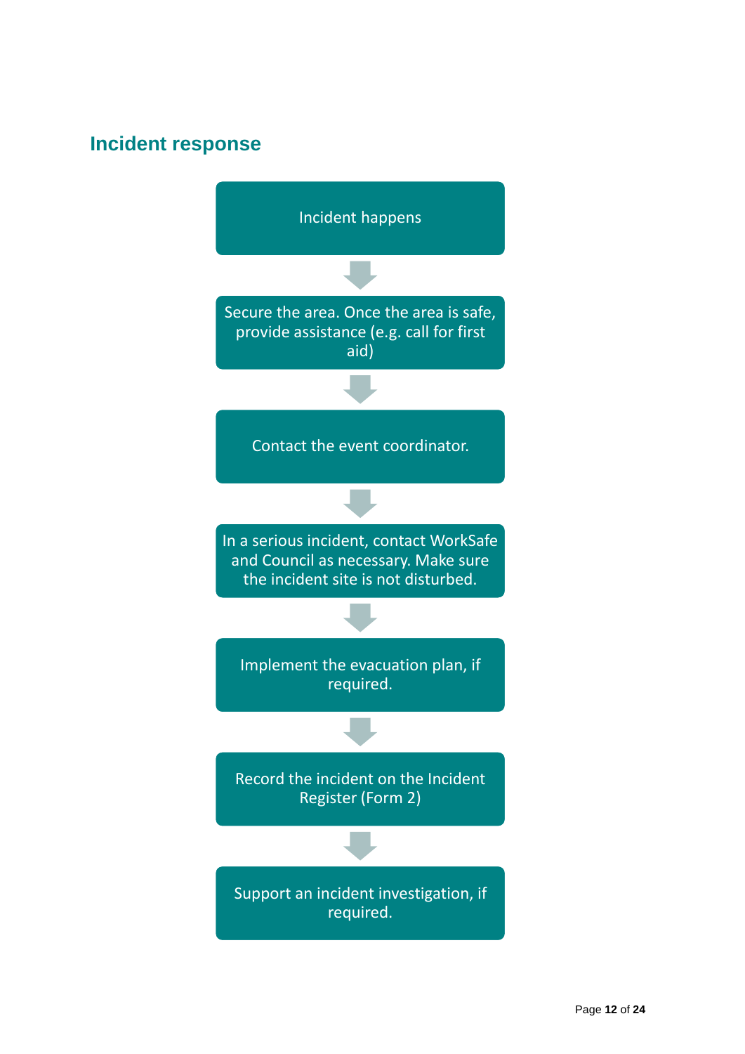## Incident response

1. Incident happens
2. Secure the area. Once the area is safe, provide assistance (e.g. call for first aid)
3. Contact the event coordinator.
4. In a serious incident, contact WorkSafe and Council as necessary. Make sure the incident site is not disturbed.
5. Implement the evacuation plan, if required.
6. Record the incident on the Incident Register (Form 2)
7. Support an incident investigation, if required.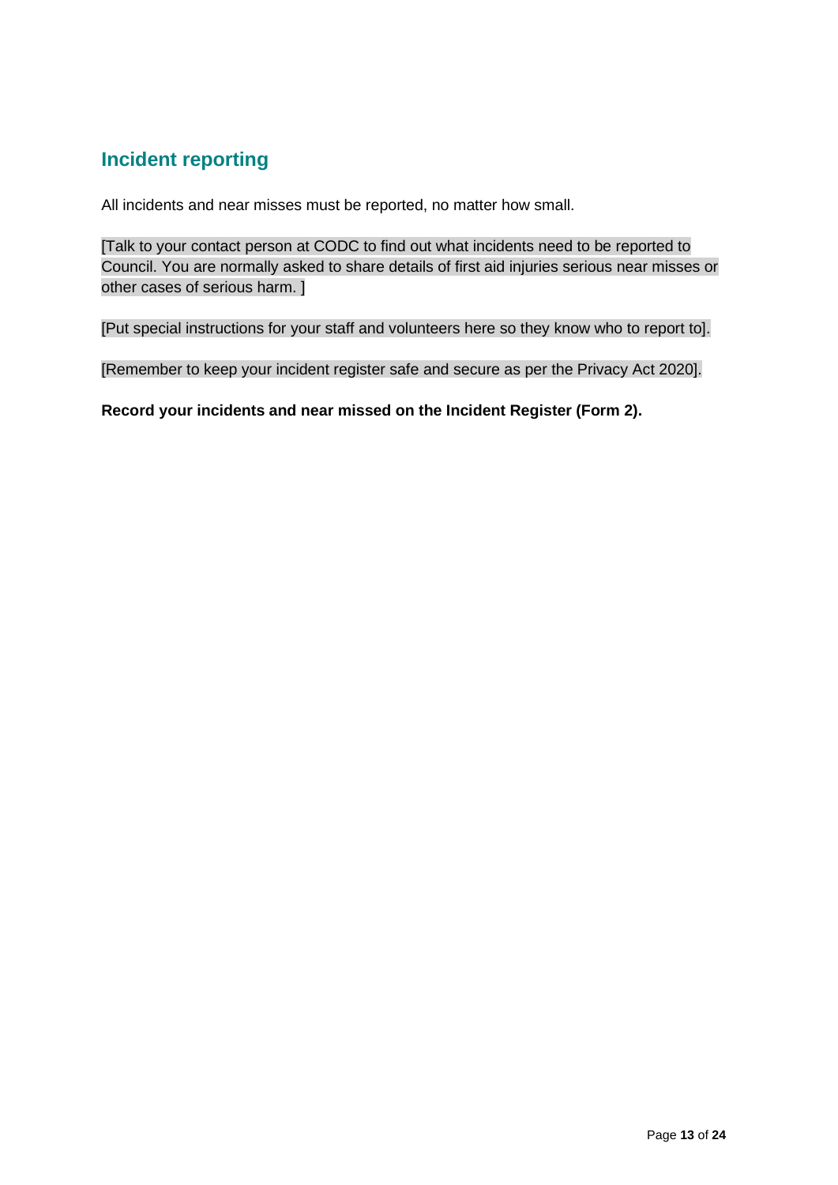## Incident reporting

All incidents and near misses must be reported, no matter how small.

[Talk to your contact person at CODC to find out what incidents need to be reported to Council. You are normally asked to share details of first aid injuries serious near misses or other cases of serious harm. ]

[Put special instructions for your staff and volunteers here so they know who to report to].

[Remember to keep your incident register safe and secure as per the Privacy Act 2020].

**Record your incidents and near missed on the Incident Register (Form 2).**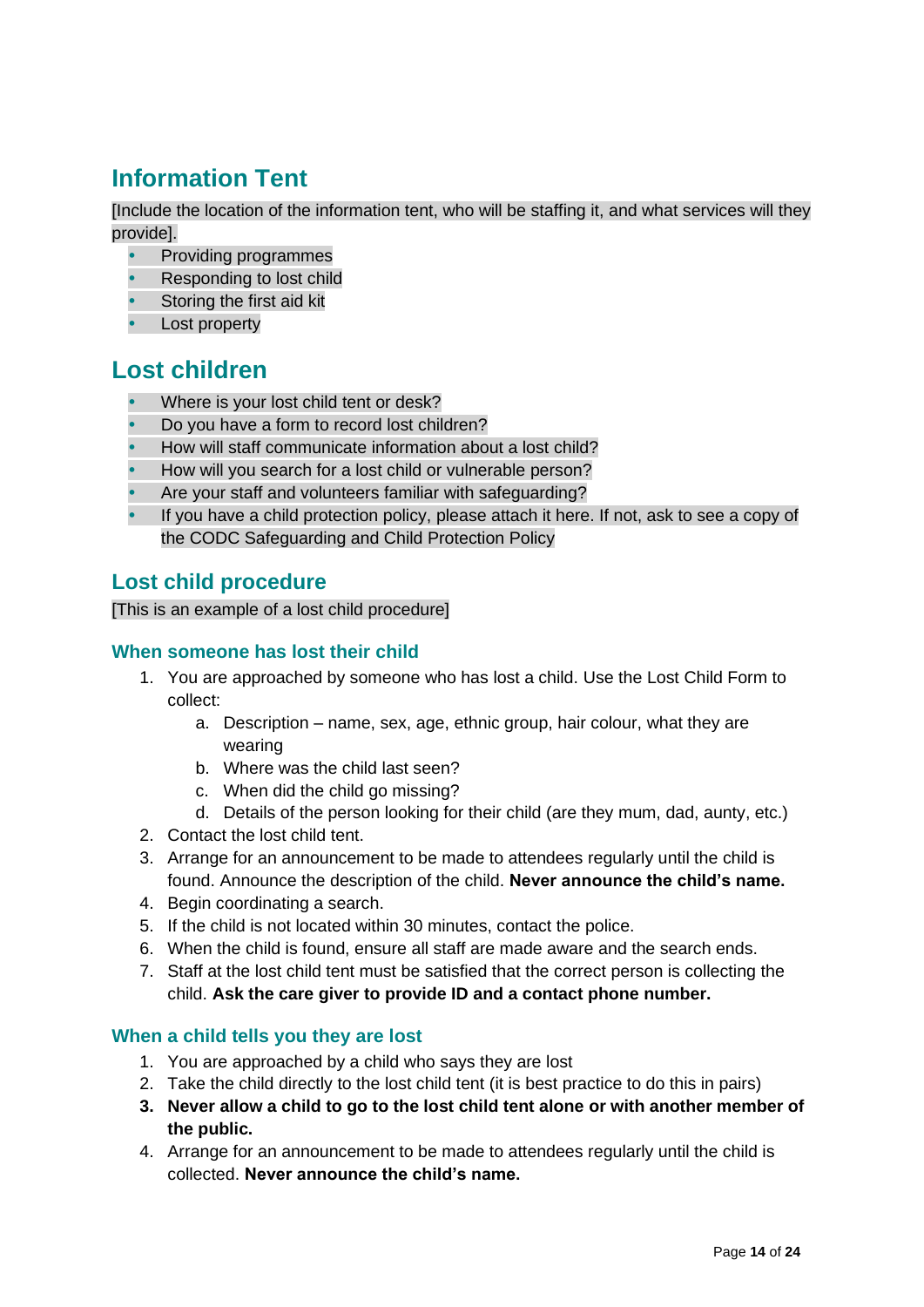## Information Tent

[Include the location of the information tent, who will be staffing it, and what services will they provide].

- Providing programmes
- Responding to lost child
- Storing the first aid kit
- Lost property

## Lost children

- Where is your lost child tent or desk?
- Do you have a form to record lost children?
- How will staff communicate information about a lost child?
- How will you search for a lost child or vulnerable person?
- Are your staff and volunteers familiar with safeguarding?
- If you have a child protection policy, please attach it here. If not, ask to see a copy of the CODC Safeguarding and Child Protection Policy

### Lost child procedure

[This is an example of a lost child procedure]

#### When someone has lost their child

1. You are approached by someone who has lost a child. Use the Lost Child Form to collect:
    a. Description – name, sex, age, ethnic group, hair colour, what they are wearing
    b. Where was the child last seen?
    c. When did the child go missing?
    d. Details of the person looking for their child (are they mum, dad, aunty, etc.)
2. Contact the lost child tent.
3. Arrange for an announcement to be made to attendees regularly until the child is found. Announce the description of the child. **Never announce the child's name.**
4. Begin coordinating a search.
5. If the child is not located within 30 minutes, contact the police.
6. When the child is found, ensure all staff are made aware and the search ends.
7. Staff at the lost child tent must be satisfied that the correct person is collecting the child. **Ask the care giver to provide ID and a contact phone number.**

#### When a child tells you they are lost

1. You are approached by a child who says they are lost
2. Take the child directly to the lost child tent (it is best practice to do this in pairs)
3. **Never allow a child to go to the lost child tent alone or with another member of the public.**
4. Arrange for an announcement to be made to attendees regularly until the child is collected. **Never announce the child's name.**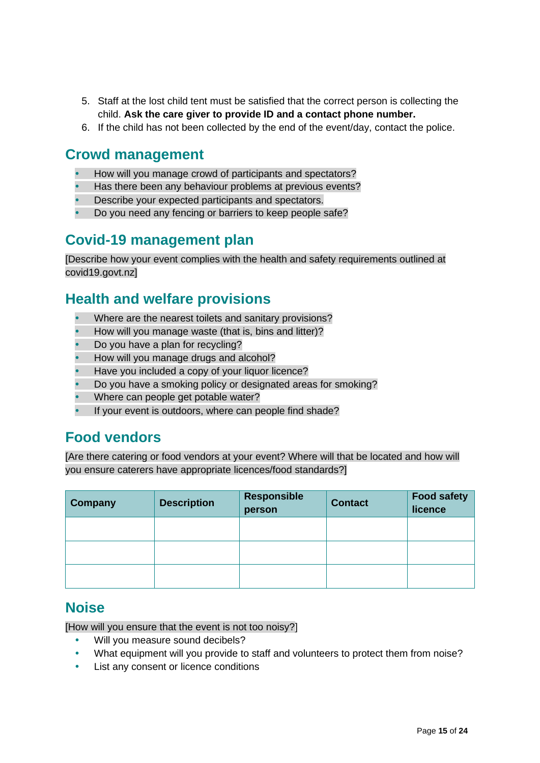5. Staff at the lost child tent must be satisfied that the correct person is collecting the child. **Ask the care giver to provide ID and a contact phone number.**
6. If the child has not been collected by the end of the event/day, contact the police.

## Crowd management

- How will you manage crowd of participants and spectators?
- Has there been any behaviour problems at previous events?
- Describe your expected participants and spectators.
- Do you need any fencing or barriers to keep people safe?

## Covid-19 management plan

[Describe how your event complies with the health and safety requirements outlined at covid19.govt.nz]

## Health and welfare provisions

- Where are the nearest toilets and sanitary provisions?
- How will you manage waste (that is, bins and litter)?
- Do you have a plan for recycling?
- How will you manage drugs and alcohol?
- Have you included a copy of your liquor licence?
- Do you have a smoking policy or designated areas for smoking?
- Where can people get potable water?
- If your event is outdoors, where can people find shade?

## Food vendors

[Are there catering or food vendors at your event? Where will that be located and how will you ensure caterers have appropriate licences/food standards?]

| Company | Description | Responsible person | Contact | Food safety licence |
|---|---|---|---|---|
| | | | | |
| | | | | |
| | | | | |

## Noise

[How will you ensure that the event is not too noisy?]

- Will you measure sound decibels?
- What equipment will you provide to staff and volunteers to protect them from noise?
- List any consent or licence conditions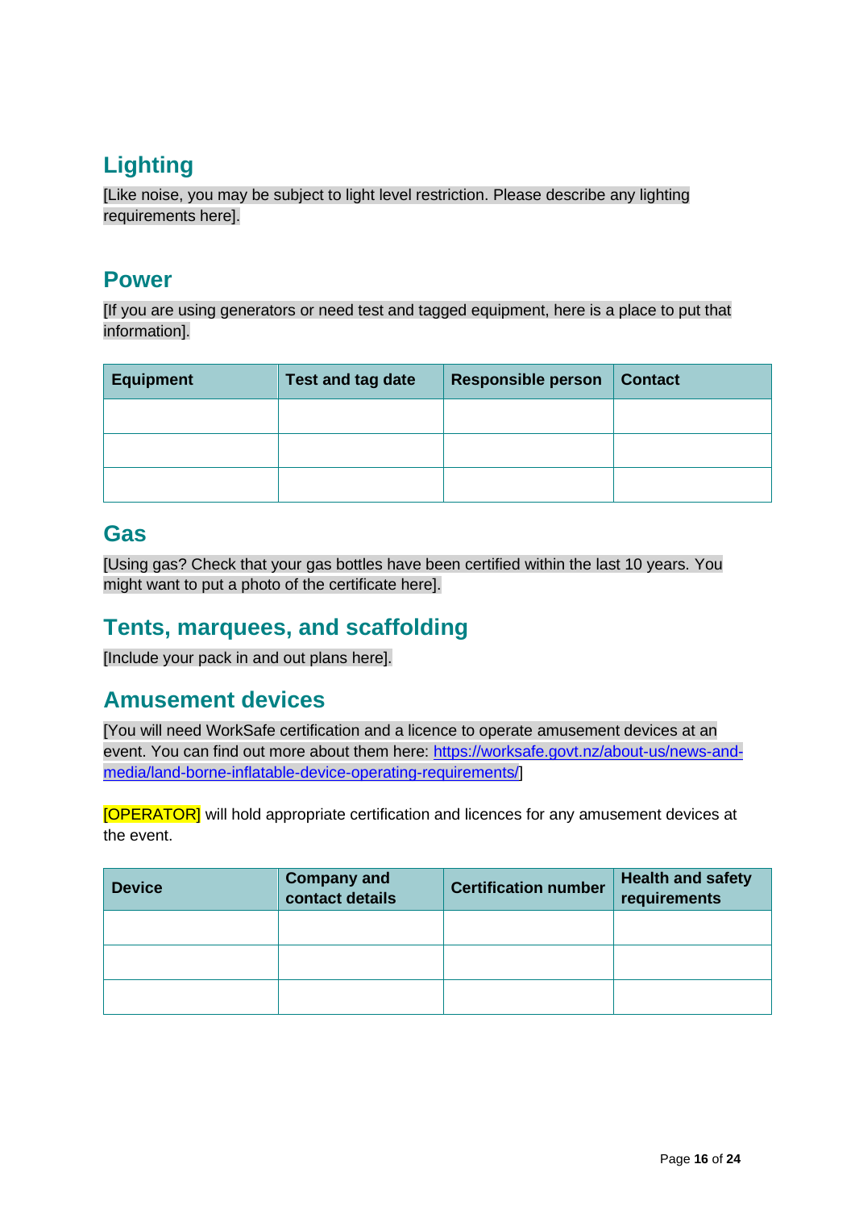## Lighting

[Like noise, you may be subject to light level restriction. Please describe any lighting requirements here].

## Power

[If you are using generators or need test and tagged equipment, here is a place to put that information].

| Equipment | Test and tag date | Responsible person | Contact |
|---|---|---|---|
| | | | |
| | | | |
| | | | |

## Gas

[Using gas? Check that your gas bottles have been certified within the last 10 years. You might want to put a photo of the certificate here].

## Tents, marquees, and scaffolding

[Include your pack in and out plans here].

## Amusement devices

[You will need WorkSafe certification and a licence to operate amusement devices at an event. You can find out more about them here: https://worksafe.govt.nz/about-us/news-and-media/land-borne-inflatable-device-operating-requirements/]

[OPERATOR] will hold appropriate certification and licences for any amusement devices at the event.

| Device | Company and contact details | Certification number | Health and safety requirements |
|---|---|---|---|
| | | | |
| | | | |
| | | | |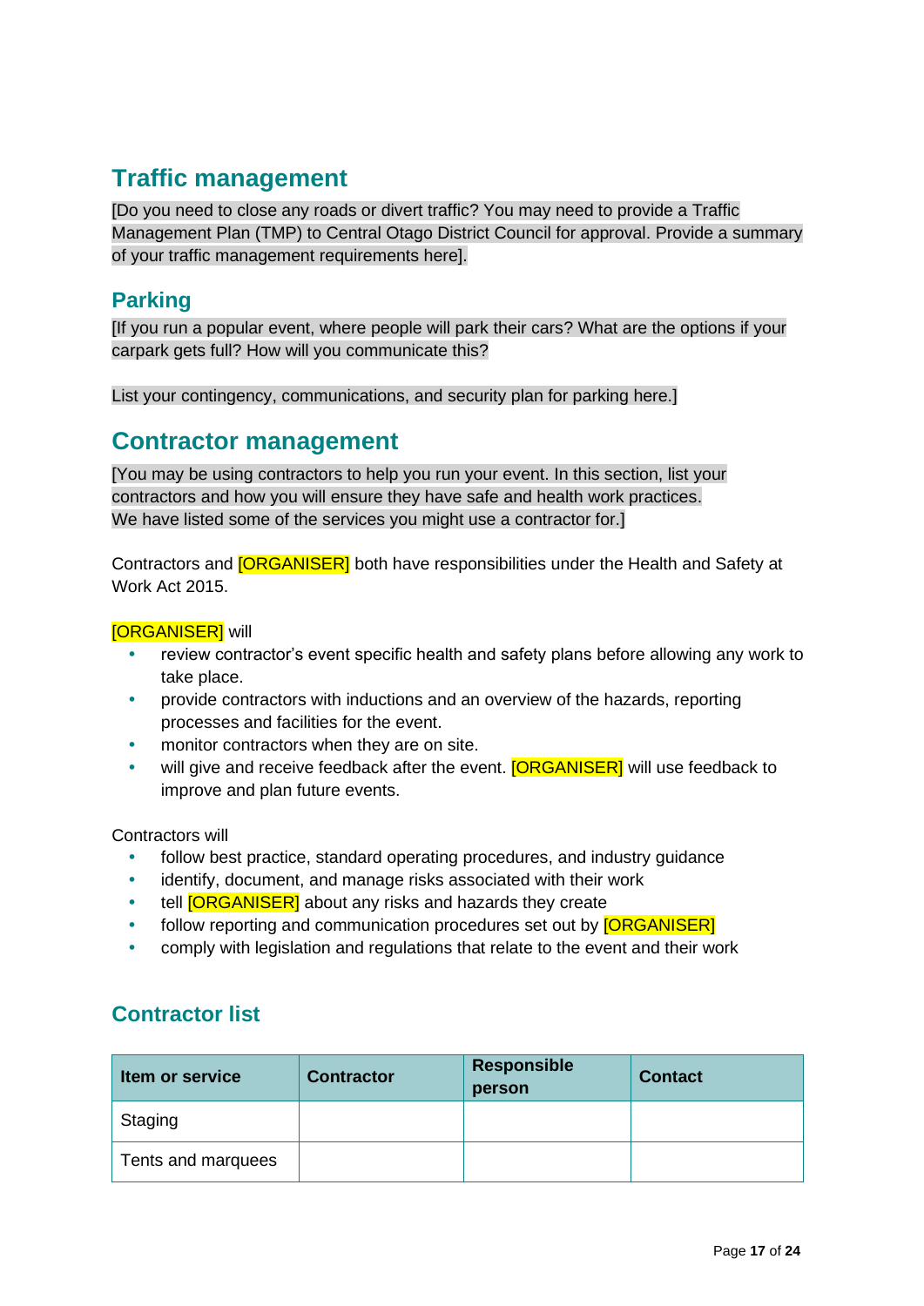## Traffic management

[Do you need to close any roads or divert traffic? You may need to provide a Traffic Management Plan (TMP) to Central Otago District Council for approval. Provide a summary of your traffic management requirements here].

### Parking

[If you run a popular event, where people will park their cars? What are the options if your carpark gets full? How will you communicate this?

List your contingency, communications, and security plan for parking here.]

## Contractor management

[You may be using contractors to help you run your event. In this section, list your contractors and how you will ensure they have safe and health work practices. We have listed some of the services you might use a contractor for.]

Contractors and [ORGANISER] both have responsibilities under the Health and Safety at Work Act 2015.

[ORGANISER] will

- review contractor's event specific health and safety plans before allowing any work to take place.
- provide contractors with inductions and an overview of the hazards, reporting processes and facilities for the event.
- monitor contractors when they are on site.
- will give and receive feedback after the event. [ORGANISER] will use feedback to improve and plan future events.

Contractors will

- follow best practice, standard operating procedures, and industry guidance
- identify, document, and manage risks associated with their work
- tell [ORGANISER] about any risks and hazards they create
- follow reporting and communication procedures set out by [ORGANISER]
- comply with legislation and regulations that relate to the event and their work

### Contractor list

| Item or service | Contractor | Responsible person | Contact |
|---|---|---|---|
| Staging | | | |
| Tents and marquees | | | |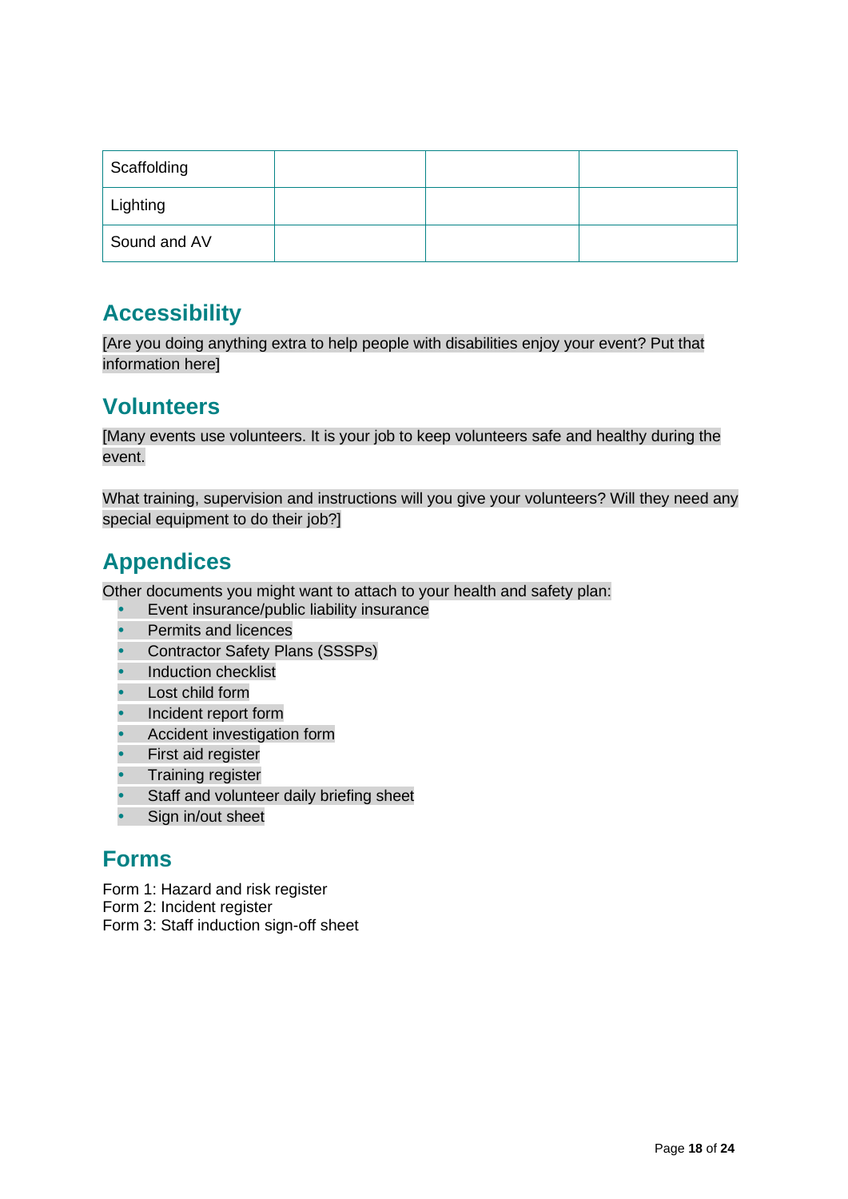| | | | |
|---|---|---|---|
| Scaffolding | | | |
| Lighting | | | |
| Sound and AV | | | |

## Accessibility

[Are you doing anything extra to help people with disabilities enjoy your event? Put that information here]

## Volunteers

[Many events use volunteers. It is your job to keep volunteers safe and healthy during the event.

What training, supervision and instructions will you give your volunteers? Will they need any special equipment to do their job?]

## Appendices

Other documents you might want to attach to your health and safety plan:

- Event insurance/public liability insurance
- Permits and licences
- Contractor Safety Plans (SSSPs)
- Induction checklist
- Lost child form
- Incident report form
- Accident investigation form
- First aid register
- Training register
- Staff and volunteer daily briefing sheet
- Sign in/out sheet

## Forms

Form 1: Hazard and risk register
Form 2: Incident register
Form 3: Staff induction sign-off sheet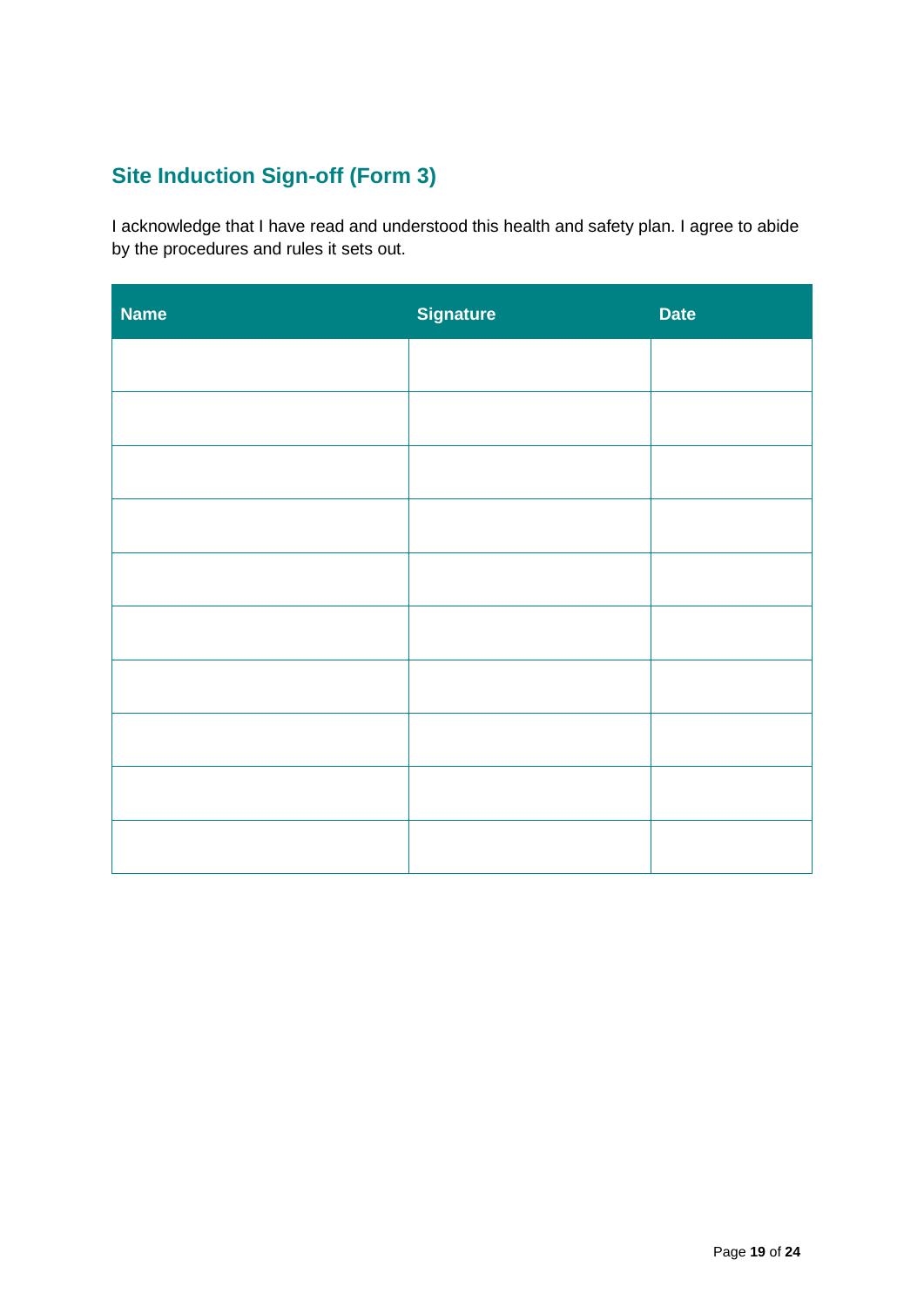## Site Induction Sign-off (Form 3)

I acknowledge that I have read and understood this health and safety plan. I agree to abide by the procedures and rules it sets out.

| Name | Signature | Date |
| --- | --- | --- |
| | | |
| | | |
| | | |
| | | |
| | | |
| | | |
| | | |
| | | |
| | | |
| | | |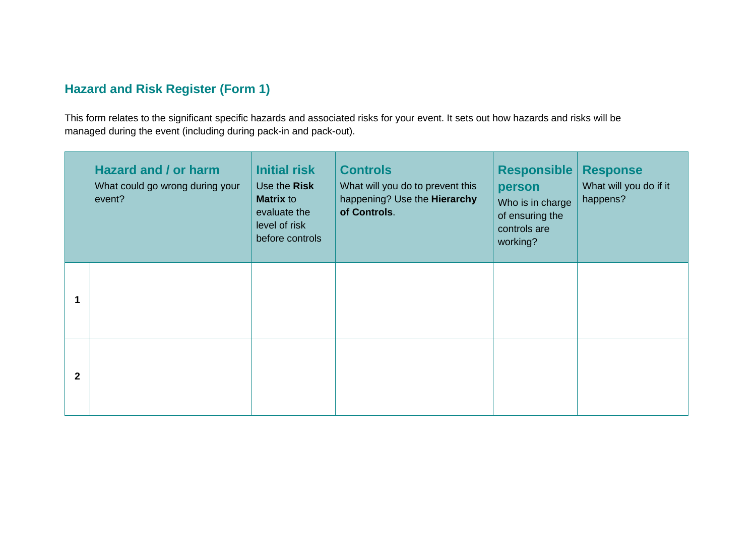## Hazard and Risk Register (Form 1)

This form relates to the significant specific hazards and associated risks for your event. It sets out how hazards and risks will be managed during the event (including during pack-in and pack-out).

| | **Hazard and / or harm** What could go wrong during your event? | **Initial risk** Use the **Risk Matrix** to evaluate the level of risk before controls | **Controls** What will you do to prevent this happening? Use the **Hierarchy of Controls**. | **Responsible person** Who is in charge of ensuring the controls are working? | **Response** What will you do if it happens? |
|---|---|---|---|---|---|
| **1** | | | | | |
| **2** | | | | | |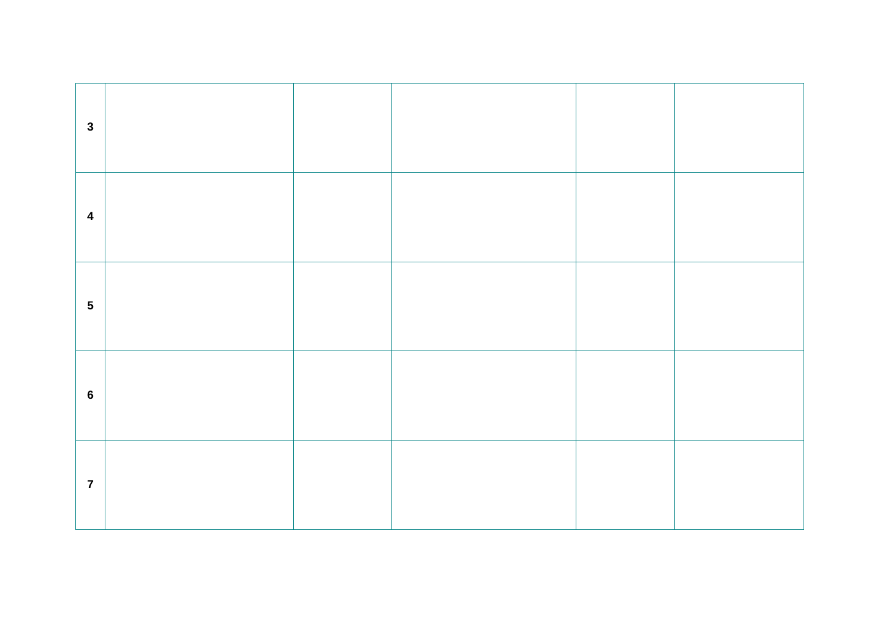| 3 | | | | | |
|---|---|---|---|---|---|
| 4 | | | | | |
| 5 | | | | | |
| 6 | | | | | |
| 7 | | | | | |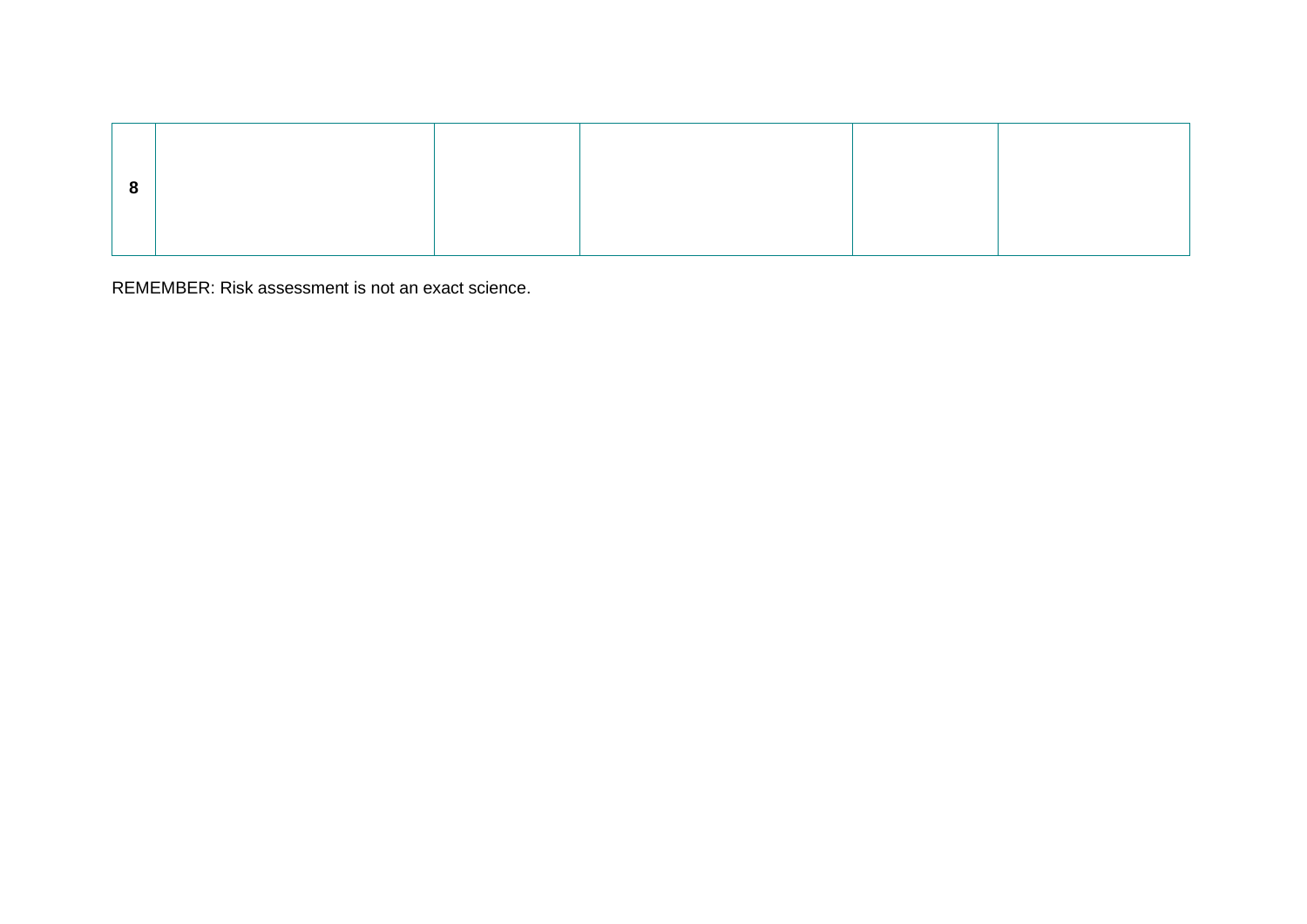| | | | | | |
|---|---|---|---|---|---|
| **8** | | | | | |

REMEMBER: Risk assessment is not an exact science.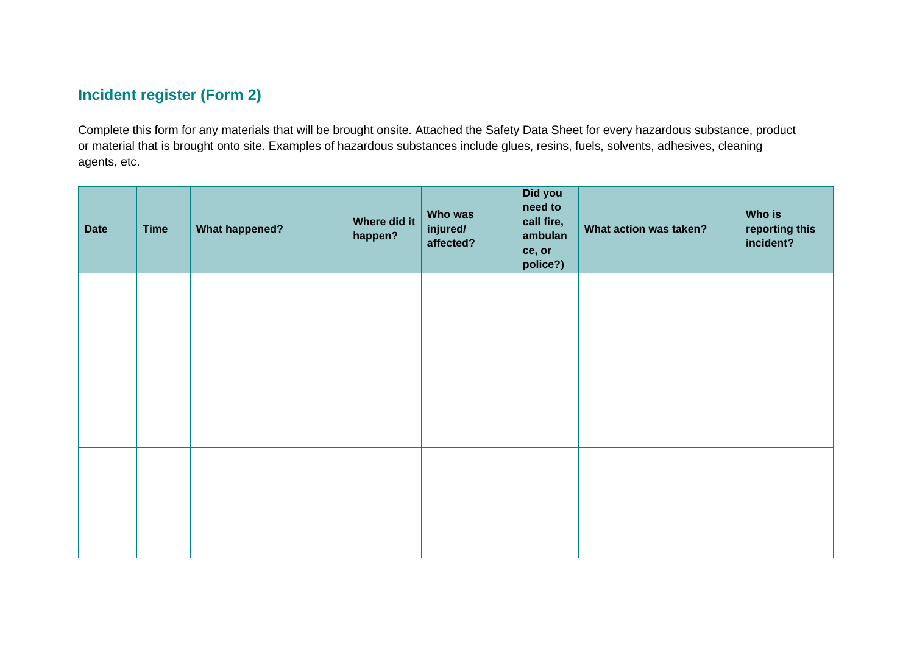## Incident register (Form 2)

Complete this form for any materials that will be brought onsite. Attached the Safety Data Sheet for every hazardous substance, product or material that is brought onto site. Examples of hazardous substances include glues, resins, fuels, solvents, adhesives, cleaning agents, etc.

| Date | Time | What happened? | Where did it happen? | Who was injured/ affected? | Did you need to call fire, ambulance, or police?) | What action was taken? | Who is reporting this incident? |
|---|---|---|---|---|---|---|---|
| | | | | | | | |
| | | | | | | | |